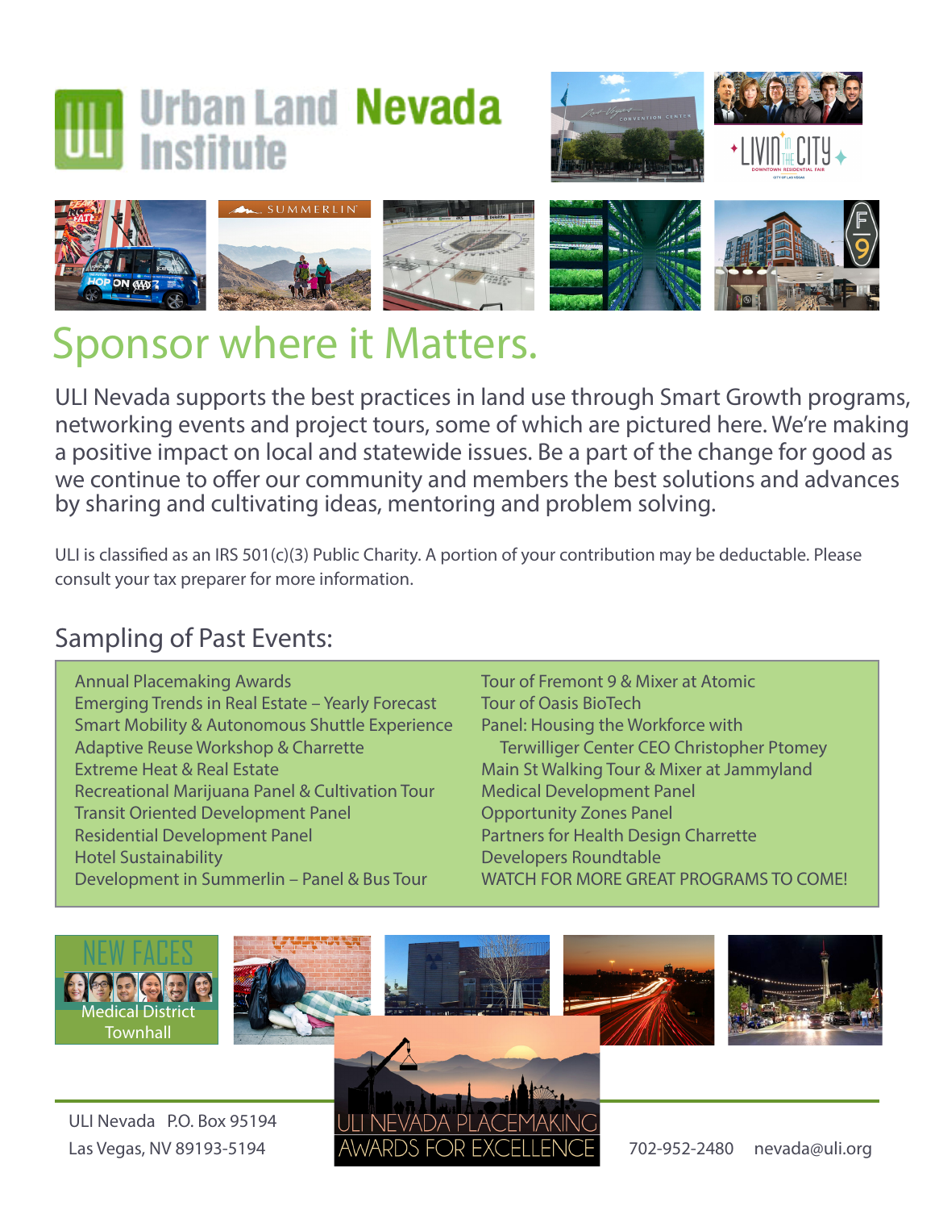# Urban Land Institute Nevada

## Sponsor where it Matters.

ULI Nevada supports the best practices in land use through Smart Growth programs, networking events and project tours, some of which are pictured here. We're making a positive impact on local and statewide issues. Be a part of the change for good as we continue to offer our community and members the best solutions and advances by sharing and cultivating ideas, mentoring and problem solving.

ULI is classified as an IRS 501(c)(3) Public Charity. A portion of your contribution may be deductable. Please consult your tax preparer for more information.

### Sampling of Past Events:

- Annual Placemaking Awards
- Emerging Trends in Real Estate – Yearly Forecast
- Smart Mobility & Autonomous Shuttle Experience
- Adaptive Reuse Workshop & Charrette
- Extreme Heat & Real Estate
- Recreational Marijuana Panel & Cultivation Tour
- Transit Oriented Development Panel
- Residential Development Panel
- Hotel Sustainability
- Development in Summerlin – Panel & Bus Tour
- Tour of Fremont 9 & Mixer at Atomic
- Tour of Oasis BioTech
- Panel: Housing the Workforce with Terwilliger Center CEO Christopher Ptomey
- Main St Walking Tour & Mixer at Jammyland
- Medical Development Panel
- Opportunity Zones Panel
- Partners for Health Design Charrette
- Developers Roundtable
- WATCH FOR MORE GREAT PROGRAMS TO COME!

NEW FACES

Medical District Townhall

ULI NEVADA PLACEMAKING AWARDS FOR EXCELLENCE

ULI Nevada P.O. Box 95194
Las Vegas, NV 89193-5194

702-952-2480 nevada@uli.org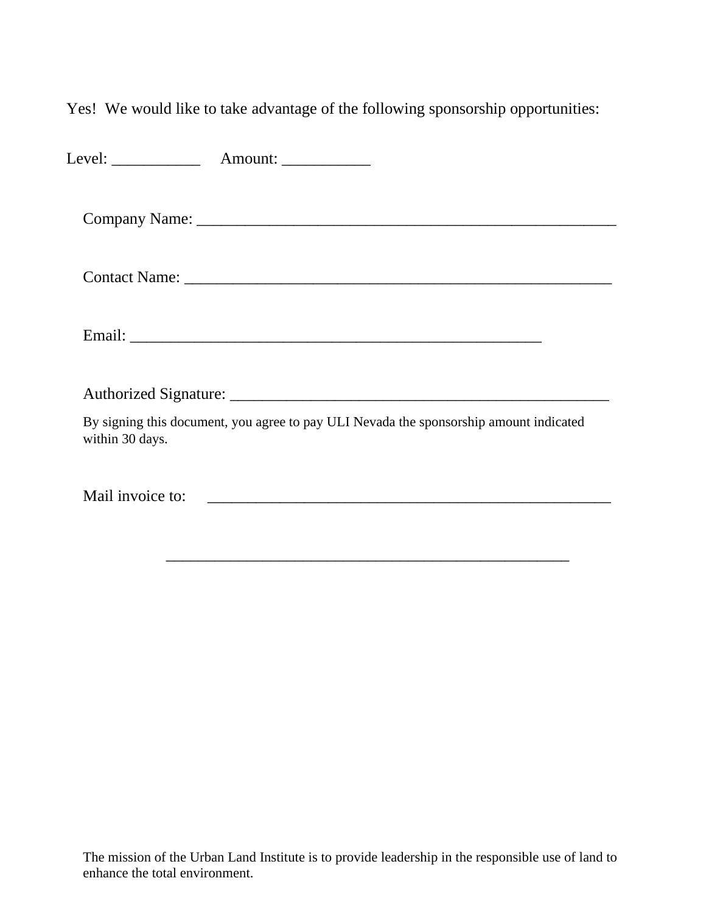Yes!  We would like to take advantage of the following sponsorship opportunities:

Level: ___________     Amount: ___________

Company Name: ______________________________________________________

Contact Name: ________________________________________________________

Email: _____________________________________________________

Authorized Signature: __________________________________________________

By signing this document, you agree to pay ULI Nevada the sponsorship amount indicated within 30 days.

Mail invoice to:     _____________________________________________________

_____________________________________________________

The mission of the Urban Land Institute is to provide leadership in the responsible use of land to enhance the total environment.